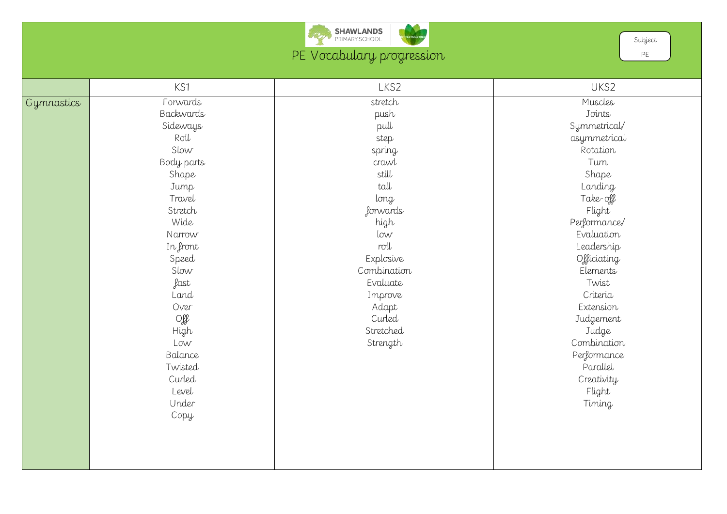# PE Vocabulary progression

Subject: PE

| | KS1 | LKS2 | UKS2 |
|---|---|---|---|
| Gymnastics | Forwards<br>Backwards<br>Sideways<br>Roll<br>Slow<br>Body parts<br>Shape<br>Jump<br>Travel<br>Stretch<br>Wide<br>Narrow<br>In front<br>Speed<br>Slow<br>fast<br>Land<br>Over<br>Off<br>High<br>Low<br>Balance<br>Twisted<br>Curled<br>Level<br>Under<br>Copy | stretch<br>push<br>pull<br>step<br>spring<br>crawl<br>still<br>tall<br>long<br>forwards<br>high<br>low<br>roll<br>Explosive<br>Combination<br>Evaluate<br>Improve<br>Adapt<br>Curled<br>Stretched<br>Strength | Muscles<br>Joints<br>Symmetrical/<br>asymmetrical<br>Rotation<br>Turn<br>Shape<br>Landing<br>Take-off<br>Flight<br>Performance/<br>Evaluation<br>Leadership<br>Officiating<br>Elements<br>Twist<br>Criteria<br>Extension<br>Judgement<br>Judge<br>Combination<br>Performance<br>Parallel<br>Creativity<br>Flight<br>Timing |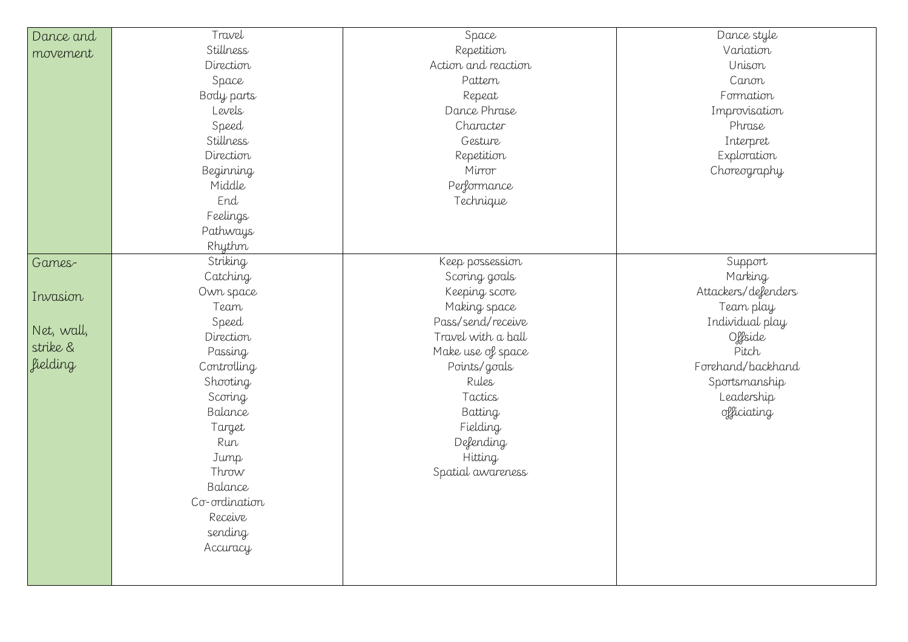| | | | |
|---|---|---|---|
| Dance and movement | Travel<br>Stillness<br>Direction<br>Space<br>Body parts<br>Levels<br>Speed<br>Stillness<br>Direction<br>Beginning<br>Middle<br>End<br>Feelings<br>Pathways<br>Rhythm | Space<br>Repetition<br>Action and reaction<br>Pattern<br>Repeat<br>Dance Phrase<br>Character<br>Gesture<br>Repetition<br>Mirror<br>Performance<br>Technique | Dance style<br>Variation<br>Unison<br>Canon<br>Formation<br>Improvisation<br>Phrase<br>Interpret<br>Exploration<br>Choreography |
| Games-<br><br>Invasion<br><br>Net, wall, strike & fielding | Striking<br>Catching<br>Own space<br>Team<br>Speed<br>Direction<br>Passing<br>Controlling<br>Shooting<br>Scoring<br>Balance<br>Target<br>Run<br>Jump<br>Throw<br>Balance<br>Co-ordination<br>Receive<br>sending<br>Accuracy | Keep possession<br>Scoring goals<br>Keeping score<br>Making space<br>Pass/send/receive<br>Travel with a ball<br>Make use of space<br>Points/goals<br>Rules<br>Tactics<br>Batting<br>Fielding<br>Defending<br>Hitting<br>Spatial awareness | Support<br>Marking<br>Attackers/defenders<br>Team play<br>Individual play<br>Offside<br>Pitch<br>Forehand/backhand<br>Sportsmanship<br>Leadership<br>officiating |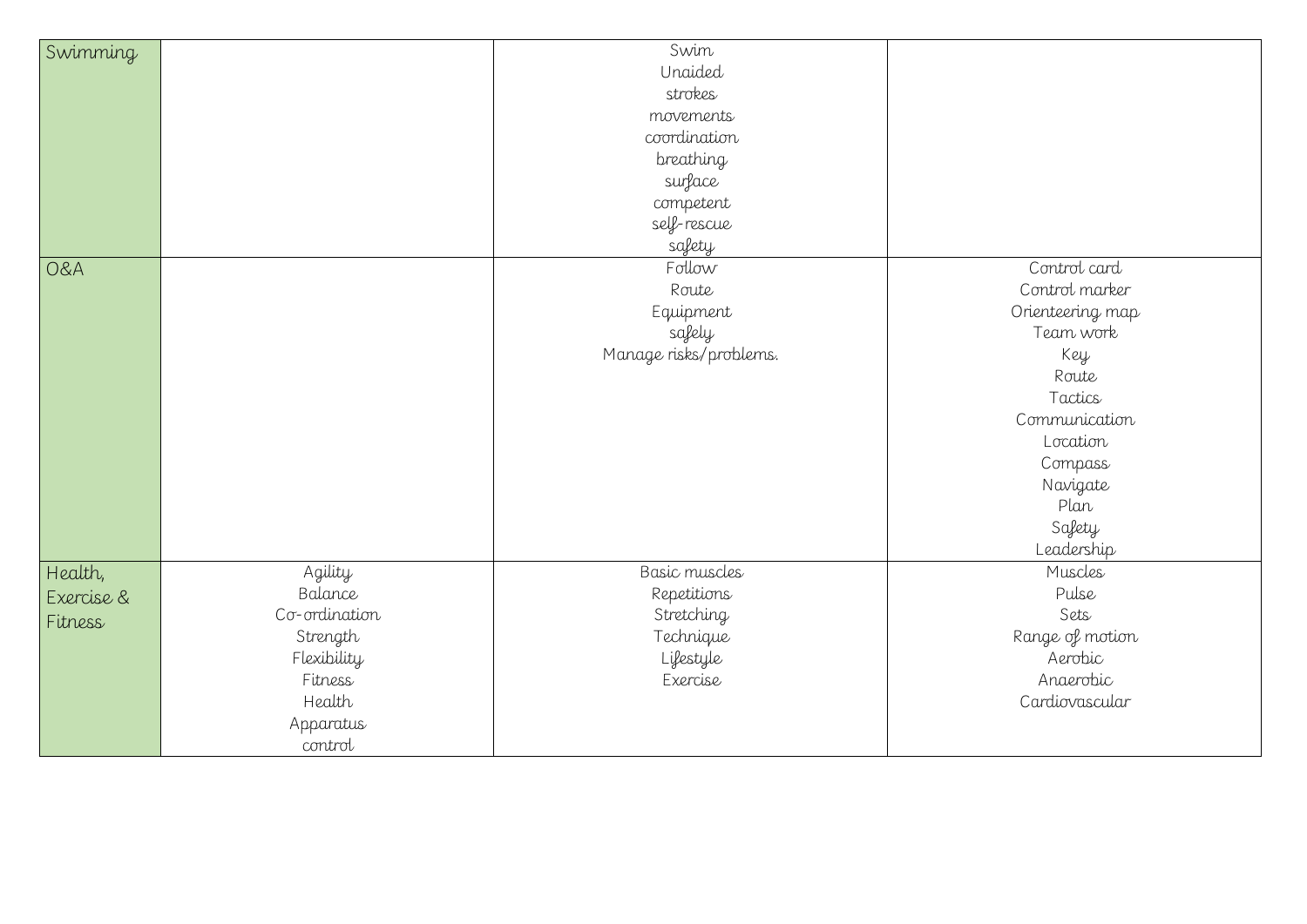| | | | |
|---|---|---|---|
| Swimming | | Swim<br>Unaided<br>strokes<br>movements<br>coordination<br>breathing<br>surface<br>competent<br>self-rescue<br>safety | |
| O&A | | Follow<br>Route<br>Equipment<br>safely<br>Manage risks/problems. | Control card<br>Control marker<br>Orienteering map<br>Team work<br>Key<br>Route<br>Tactics<br>Communication<br>Location<br>Compass<br>Navigate<br>Plan<br>Safety<br>Leadership |
| Health, Exercise & Fitness | Agility<br>Balance<br>Co-ordination<br>Strength<br>Flexibility<br>Fitness<br>Health<br>Apparatus<br>control | Basic muscles<br>Repetitions<br>Stretching<br>Technique<br>Lifestyle<br>Exercise | Muscles<br>Pulse<br>Sets<br>Range of motion<br>Aerobic<br>Anaerobic<br>Cardiovascular |